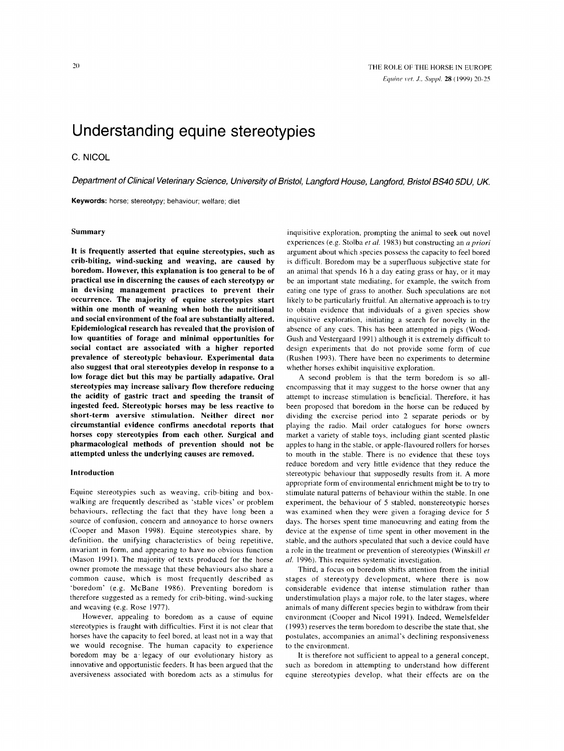# Understanding equine stereotypies

C. NICOL

*Department of Clinical Veterinary Science, University of Bristol, Langford House, Langford, Bristol BS40 5DU, UK.*

**Keywords:** horse; stereotypy; behaviour; welfare; diet

## Summary

**It is frequently asserted that equine stereotypies, such as crib-biting, wind-sucking and weaving, are caused by boredom. However, this explanation is too general to be of practical use in discerning the causes of each stereotypy or in devising management practices to prevent their occurrence. The majority of equine stereotypies start within one month of weaning when both the nutritional and social environment of the foal are substantially altered. Epidemiological research has revealed that the provision of low quantities of forage and minimal opportunities for social contact are associated with a higher reported prevalence of stereotypic behaviour. Experimental data also suggest that oral stereotypies develop in response to a low forage diet but this may be partially adapative. Oral stereotypies may increase salivary flow therefore reducing the acidity of gastric tract and speeding the transit of ingested feed. Stereotypic horses may be less reactive to short-term aversive stimulation. Neither direct nor circumstantial evidence confirms anecdotal reports that horses copy stereotypies from each other. Surgical and pharmacological methods of prevention should not be attempted unless the underlying causes are removed.**

## Introduction

Equine stereotypies such as weaving, crib-biting and box-walking are frequently described as 'stable vices' or problem behaviours, reflecting the fact that they have long been a source of confusion, concern and annoyance to horse owners (Cooper and Mason 1998). Equine stereotypies share, by definition, the unifying characteristics of being repetitive, invariant in form, and appearing to have no obvious function (Mason 1991). The majority of texts produced for the horse owner promote the message that these behaviours also share a common cause, which is most frequently described as 'boredom' (e.g. McBane 1986). Preventing boredom is therefore suggested as a remedy for crib-biting, wind-sucking and weaving (e.g. Rose 1977).

However, appealing to boredom as a cause of equine stereotypies is fraught with difficulties. First it is not clear that horses have the capacity to feel bored, at least not in a way that we would recognise. The human capacity to experience boredom may be a legacy of our evolutionary history as innovative and opportunistic feeders. It has been argued that the aversiveness associated with boredom acts as a stimulus for inquisitive exploration, prompting the animal to seek out novel experiences (e.g. Stolba *et al.* 1983) but constructing an *a priori* argument about which species possess the capacity to feel bored is difficult. Boredom may be a superfluous subjective state for an animal that spends 16 h a day eating grass or hay, or it may be an important state mediating, for example, the switch from eating one type of grass to another. Such speculations are not likely to be particularly fruitful. An alternative approach is to try to obtain evidence that individuals of a given species show inquisitive exploration, initiating a search for novelty in the absence of any cues. This has been attempted in pigs (Wood-Gush and Vestergaard 1991) although it is extremely difficult to design experiments that do not provide some form of cue (Rushen 1993). There have been no experiments to determine whether horses exhibit inquisitive exploration.

A second problem is that the term boredom is so all-encompassing that it may suggest to the horse owner that any attempt to increase stimulation is beneficial. Therefore, it has been proposed that boredom in the horse can be reduced by dividing the exercise period into 2 separate periods or by playing the radio. Mail order catalogues for horse owners market a variety of stable toys, including giant scented plastic apples to hang in the stable, or apple-flavoured rollers for horses to mouth in the stable. There is no evidence that these toys reduce boredom and very little evidence that they reduce the stereotypic behaviour that supposedly results from it. A more appropriate form of environmental enrichment might be to try to stimulate natural patterns of behaviour within the stable. In one experiment, the behaviour of 5 stabled, nonstereotypic horses was examined when they were given a foraging device for 5 days. The horses spent time manoeuvring and eating from the device at the expense of time spent in other movement in the stable, and the authors speculated that such a device could have a role in the treatment or prevention of stereotypies (Winskill *et al.* 1996). This requires systematic investigation.

Third, a focus on boredom shifts attention from the initial stages of stereotypy development, where there is now considerable evidence that intense stimulation rather than understimulation plays a major role, to the later stages, where animals of many different species begin to withdraw from their environment (Cooper and Nicol 1991). Indeed, Wemelsfelder (1993) reserves the term boredom to describe the state that, she postulates, accompanies an animal's declining responsiveness to the environment.

It is therefore not sufficient to appeal to a general concept, such as boredom in attempting to understand how different equine stereotypies develop, what their effects are on the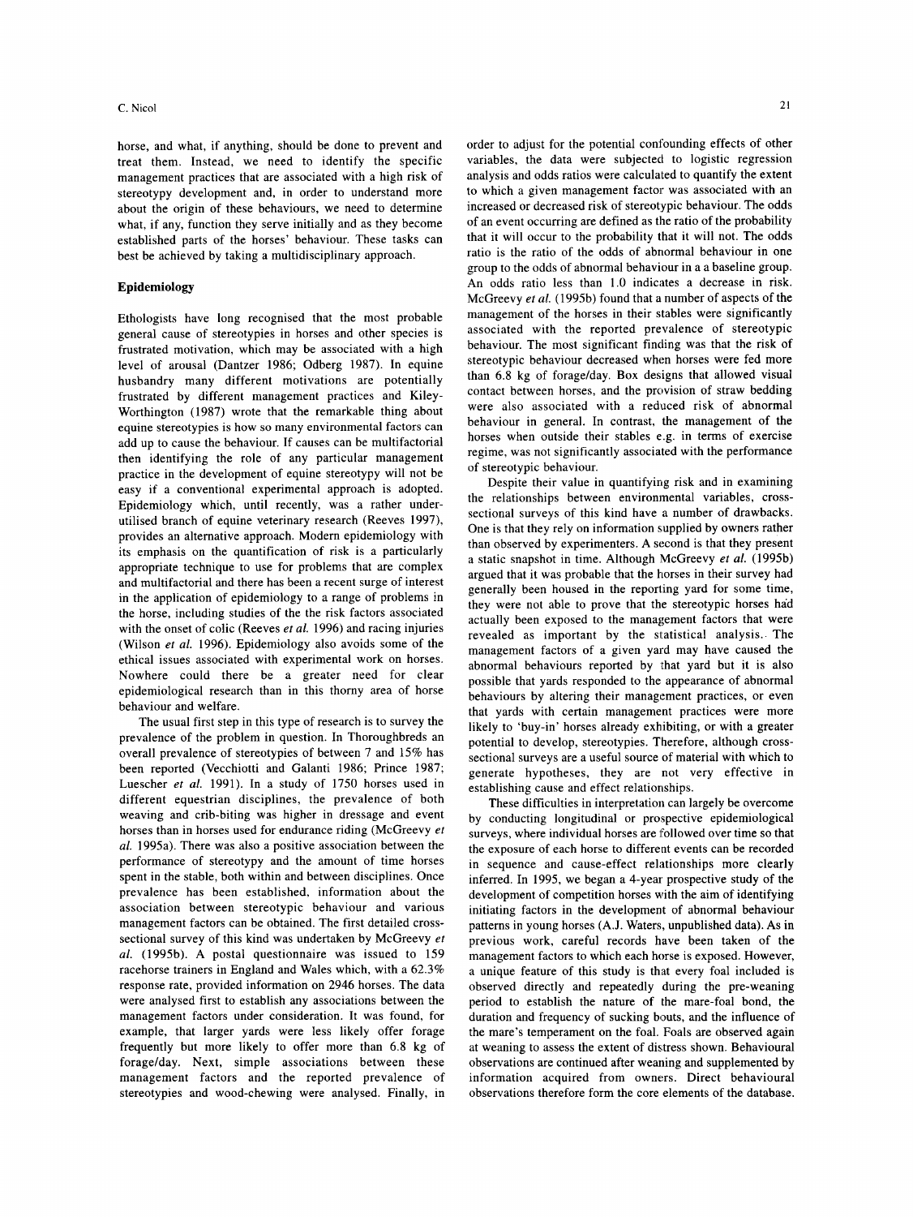horse, and what, if anything, should be done to prevent and treat them. Instead, we need to identify the specific management practices that are associated with a high risk of stereotypy development and, in order to understand more about the origin of these behaviours, we need to determine what, if any, function they serve initially and as they become established parts of the horses' behaviour. These tasks can best be achieved by taking a multidisciplinary approach.

## Epidemiology

Ethologists have long recognised that the most probable general cause of stereotypies in horses and other species is frustrated motivation, which may be associated with a high level of arousal (Dantzer 1986; Odberg 1987). In equine husbandry many different motivations are potentially frustrated by different management practices and Kiley-Worthington (1987) wrote that the remarkable thing about equine stereotypies is how so many environmental factors can add up to cause the behaviour. If causes can be multifactorial then identifying the role of any particular management practice in the development of equine stereotypy will not be easy if a conventional experimental approach is adopted. Epidemiology which, until recently, was a rather under-utilised branch of equine veterinary research (Reeves 1997), provides an alternative approach. Modern epidemiology with its emphasis on the quantification of risk is a particularly appropriate technique to use for problems that are complex and multifactorial and there has been a recent surge of interest in the application of epidemiology to a range of problems in the horse, including studies of the the risk factors associated with the onset of colic (Reeves *et al.* 1996) and racing injuries (Wilson *et al.* 1996). Epidemiology also avoids some of the ethical issues associated with experimental work on horses. Nowhere could there be a greater need for clear epidemiological research than in this thorny area of horse behaviour and welfare.

The usual first step in this type of research is to survey the prevalence of the problem in question. In Thoroughbreds an overall prevalence of stereotypies of between 7 and 15% has been reported (Vecchiotti and Galanti 1986; Prince 1987; Luescher *et al.* 1991). In a study of 1750 horses used in different equestrian disciplines, the prevalence of both weaving and crib-biting was higher in dressage and event horses than in horses used for endurance riding (McGreevy *et al.* 1995a). There was also a positive association between the performance of stereotypy and the amount of time horses spent in the stable, both within and between disciplines. Once prevalence has been established, information about the association between stereotypic behaviour and various management factors can be obtained. The first detailed cross-sectional survey of this kind was undertaken by McGreevy *et al.* (1995b). A postal questionnaire was issued to 159 racehorse trainers in England and Wales which, with a 62.3% response rate, provided information on 2946 horses. The data were analysed first to establish any associations between the management factors under consideration. It was found, for example, that larger yards were less likely offer forage frequently but more likely to offer more than 6.8 kg of forage/day. Next, simple associations between these management factors and the reported prevalence of stereotypies and wood-chewing were analysed. Finally, in order to adjust for the potential confounding effects of other variables, the data were subjected to logistic regression analysis and odds ratios were calculated to quantify the extent to which a given management factor was associated with an increased or decreased risk of stereotypic behaviour. The odds of an event occurring are defined as the ratio of the probability that it will occur to the probability that it will not. The odds ratio is the ratio of the odds of abnormal behaviour in one group to the odds of abnormal behaviour in a a baseline group. An odds ratio less than 1.0 indicates a decrease in risk. McGreevy *et al.* (1995b) found that a number of aspects of the management of the horses in their stables were significantly associated with the reported prevalence of stereotypic behaviour. The most significant finding was that the risk of stereotypic behaviour decreased when horses were fed more than 6.8 kg of forage/day. Box designs that allowed visual contact between horses, and the provision of straw bedding were also associated with a reduced risk of abnormal behaviour in general. In contrast, the management of the horses when outside their stables e.g. in terms of exercise regime, was not significantly associated with the performance of stereotypic behaviour.

Despite their value in quantifying risk and in examining the relationships between environmental variables, cross-sectional surveys of this kind have a number of drawbacks. One is that they rely on information supplied by owners rather than observed by experimenters. A second is that they present a static snapshot in time. Although McGreevy *et al.* (1995b) argued that it was probable that the horses in their survey had generally been housed in the reporting yard for some time, they were not able to prove that the stereotypic horses had actually been exposed to the management factors that were revealed as important by the statistical analysis. The management factors of a given yard may have caused the abnormal behaviours reported by that yard but it is also possible that yards responded to the appearance of abnormal behaviours by altering their management practices, or even that yards with certain management practices were more likely to 'buy-in' horses already exhibiting, or with a greater potential to develop, stereotypies. Therefore, although cross-sectional surveys are a useful source of material with which to generate hypotheses, they are not very effective in establishing cause and effect relationships.

These difficulties in interpretation can largely be overcome by conducting longitudinal or prospective epidemiological surveys, where individual horses are followed over time so that the exposure of each horse to different events can be recorded in sequence and cause-effect relationships more clearly inferred. In 1995, we began a 4-year prospective study of the development of competition horses with the aim of identifying initiating factors in the development of abnormal behaviour patterns in young horses (A.J. Waters, unpublished data). As in previous work, careful records have been taken of the management factors to which each horse is exposed. However, a unique feature of this study is that every foal included is observed directly and repeatedly during the pre-weaning period to establish the nature of the mare-foal bond, the duration and frequency of sucking bouts, and the influence of the mare's temperament on the foal. Foals are observed again at weaning to assess the extent of distress shown. Behavioural observations are continued after weaning and supplemented by information acquired from owners. Direct behavioural observations therefore form the core elements of the database.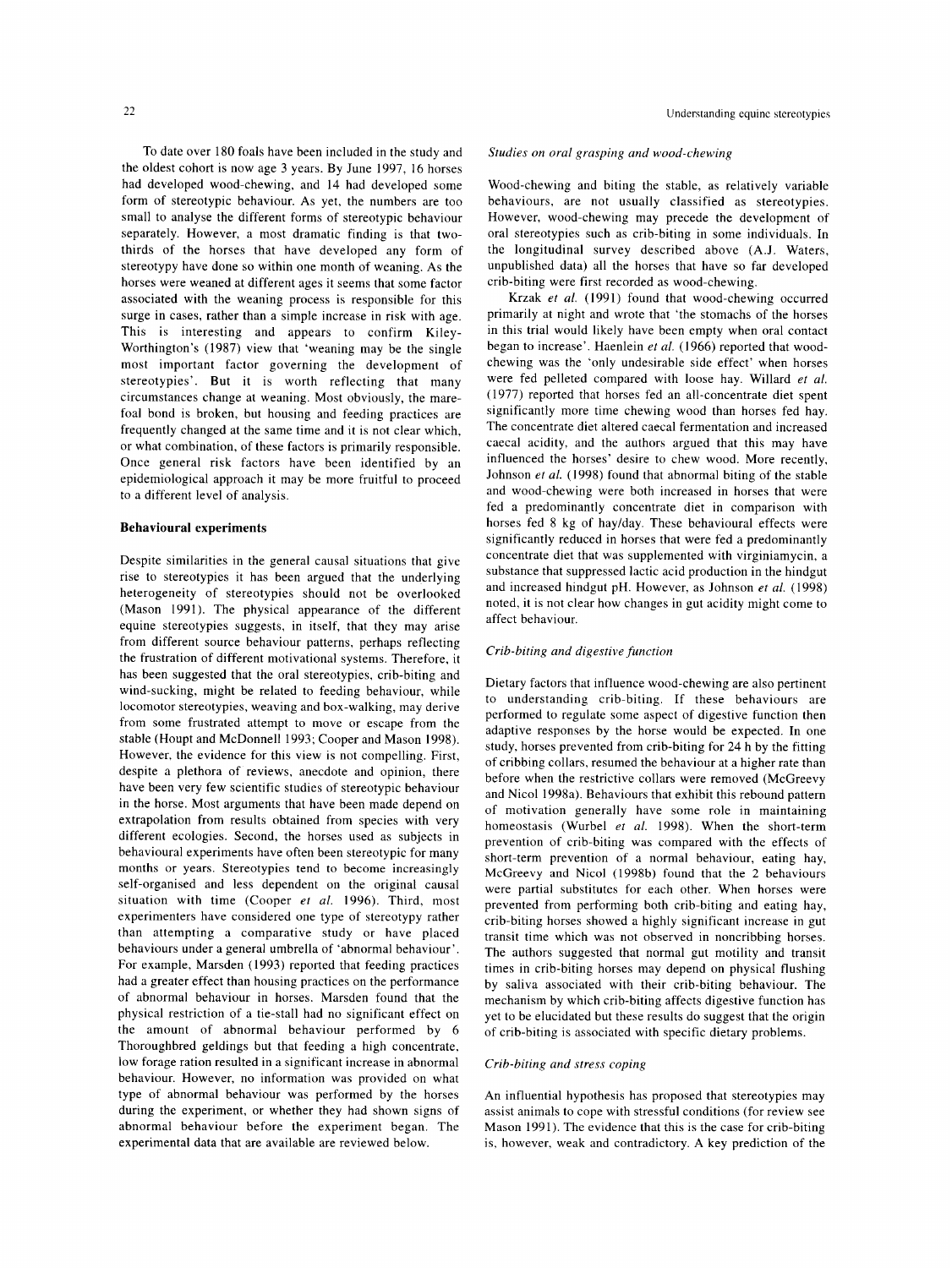To date over 180 foals have been included in the study and the oldest cohort is now age 3 years. By June 1997, 16 horses had developed wood-chewing, and 14 had developed some form of stereotypic behaviour. As yet, the numbers are too small to analyse the different forms of stereotypic behaviour separately. However, a most dramatic finding is that two-thirds of the horses that have developed any form of stereotypy have done so within one month of weaning. As the horses were weaned at different ages it seems that some factor associated with the weaning process is responsible for this surge in cases, rather than a simple increase in risk with age. This is interesting and appears to confirm Kiley-Worthington's (1987) view that 'weaning may be the single most important factor governing the development of stereotypies'. But it is worth reflecting that many circumstances change at weaning. Most obviously, the mare-foal bond is broken, but housing and feeding practices are frequently changed at the same time and it is not clear which, or what combination, of these factors is primarily responsible. Once general risk factors have been identified by an epidemiological approach it may be more fruitful to proceed to a different level of analysis.

## Behavioural experiments

Despite similarities in the general causal situations that give rise to stereotypies it has been argued that the underlying heterogeneity of stereotypies should not be overlooked (Mason 1991). The physical appearance of the different equine stereotypies suggests, in itself, that they may arise from different source behaviour patterns, perhaps reflecting the frustration of different motivational systems. Therefore, it has been suggested that the oral stereotypies, crib-biting and wind-sucking, might be related to feeding behaviour, while locomotor stereotypies, weaving and box-walking, may derive from some frustrated attempt to move or escape from the stable (Houpt and McDonnell 1993; Cooper and Mason 1998). However, the evidence for this view is not compelling. First, despite a plethora of reviews, anecdote and opinion, there have been very few scientific studies of stereotypic behaviour in the horse. Most arguments that have been made depend on extrapolation from results obtained from species with very different ecologies. Second, the horses used as subjects in behavioural experiments have often been stereotypic for many months or years. Stereotypies tend to become increasingly self-organised and less dependent on the original causal situation with time (Cooper *et al.* 1996). Third, most experimenters have considered one type of stereotypy rather than attempting a comparative study or have placed behaviours under a general umbrella of 'abnormal behaviour'. For example, Marsden (1993) reported that feeding practices had a greater effect than housing practices on the performance of abnormal behaviour in horses. Marsden found that the physical restriction of a tie-stall had no significant effect on the amount of abnormal behaviour performed by 6 Thoroughbred geldings but that feeding a high concentrate, low forage ration resulted in a significant increase in abnormal behaviour. However, no information was provided on what type of abnormal behaviour was performed by the horses during the experiment, or whether they had shown signs of abnormal behaviour before the experiment began. The experimental data that are available are reviewed below.

### *Studies on oral grasping and wood-chewing*

Wood-chewing and biting the stable, as relatively variable behaviours, are not usually classified as stereotypies. However, wood-chewing may precede the development of oral stereotypies such as crib-biting in some individuals. In the longitudinal survey described above (A.J. Waters, unpublished data) all the horses that have so far developed crib-biting were first recorded as wood-chewing.

Krzak *et al.* (1991) found that wood-chewing occurred primarily at night and wrote that 'the stomachs of the horses in this trial would likely have been empty when oral contact began to increase'. Haenlein *et al.* (1966) reported that wood-chewing was the 'only undesirable side effect' when horses were fed pelleted compared with loose hay. Willard *et al.* (1977) reported that horses fed an all-concentrate diet spent significantly more time chewing wood than horses fed hay. The concentrate diet altered caecal fermentation and increased caecal acidity, and the authors argued that this may have influenced the horses' desire to chew wood. More recently, Johnson *et al.* (1998) found that abnormal biting of the stable and wood-chewing were both increased in horses that were fed a predominantly concentrate diet in comparison with horses fed 8 kg of hay/day. These behavioural effects were significantly reduced in horses that were fed a predominantly concentrate diet that was supplemented with virginiamycin, a substance that suppressed lactic acid production in the hindgut and increased hindgut pH. However, as Johnson *et al.* (1998) noted, it is not clear how changes in gut acidity might come to affect behaviour.

### *Crib-biting and digestive function*

Dietary factors that influence wood-chewing are also pertinent to understanding crib-biting. If these behaviours are performed to regulate some aspect of digestive function then adaptive responses by the horse would be expected. In one study, horses prevented from crib-biting for 24 h by the fitting of cribbing collars, resumed the behaviour at a higher rate than before when the restrictive collars were removed (McGreevy and Nicol 1998a). Behaviours that exhibit this rebound pattern of motivation generally have some role in maintaining homeostasis (Wurbel *et al.* 1998). When the short-term prevention of crib-biting was compared with the effects of short-term prevention of a normal behaviour, eating hay, McGreevy and Nicol (1998b) found that the 2 behaviours were partial substitutes for each other. When horses were prevented from performing both crib-biting and eating hay, crib-biting horses showed a highly significant increase in gut transit time which was not observed in noncribbing horses. The authors suggested that normal gut motility and transit times in crib-biting horses may depend on physical flushing by saliva associated with their crib-biting behaviour. The mechanism by which crib-biting affects digestive function has yet to be elucidated but these results do suggest that the origin of crib-biting is associated with specific dietary problems.

### *Crib-biting and stress coping*

An influential hypothesis has proposed that stereotypies may assist animals to cope with stressful conditions (for review see Mason 1991). The evidence that this is the case for crib-biting is, however, weak and contradictory. A key prediction of the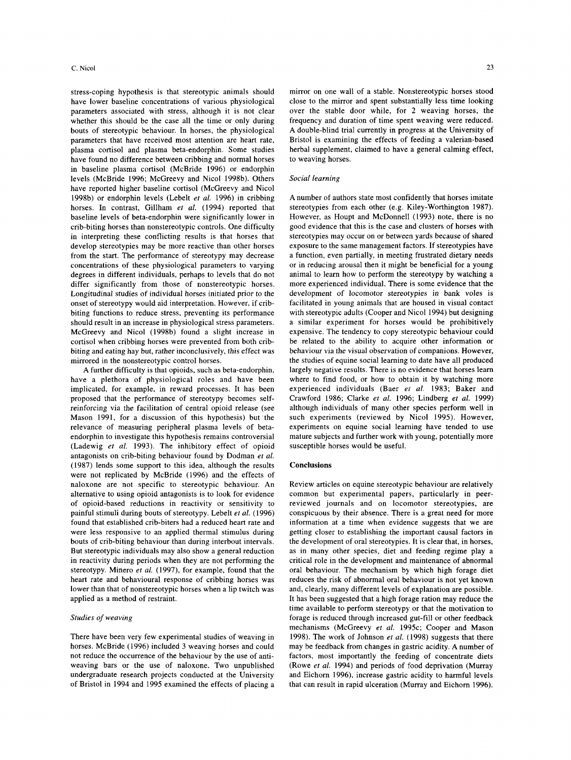stress-coping hypothesis is that stereotypic animals should have lower baseline concentrations of various physiological parameters associated with stress, although it is not clear whether this should be the case all the time or only during bouts of stereotypic behaviour. In horses, the physiological parameters that have received most attention are heart rate, plasma cortisol and plasma beta-endorphin. Some studies have found no difference between cribbing and normal horses in baseline plasma cortisol (McBride 1996) or endorphin levels (McBride 1996; McGreevy and Nicol 1998b). Others have reported higher baseline cortisol (McGreevy and Nicol 1998b) or endorphin levels (Lebelt *et al.* 1996) in cribbing horses. In contrast, Gillham *et al.* (1994) reported that baseline levels of beta-endorphin were significantly lower in crib-biting horses than nonstereotypic controls. One difficulty in interpreting these conflicting results is that horses that develop stereotypies may be more reactive than other horses from the start. The performance of stereotypy may decrease concentrations of these physiological parameters to varying degrees in different individuals, perhaps to levels that do not differ significantly from those of nonstereotypic horses. Longitudinal studies of individual horses initiated prior to the onset of stereotypy would aid interpretation. However, if crib-biting functions to reduce stress, preventing its performance should result in an increase in physiological stress parameters. McGreevy and Nicol (1998b) found a slight increase in cortisol when cribbing horses were prevented from both crib-biting and eating hay but, rather inconclusively, this effect was mirrored in the nonstereotypic control horses.

A further difficulty is that opioids, such as beta-endorphin, have a plethora of physiological roles and have been implicated, for example, in reward processes. It has been proposed that the performance of stereotypy becomes self-reinforcing via the facilitation of central opioid release (see Mason 1991, for a discussion of this hypothesis) but the relevance of measuring peripheral plasma levels of beta-endorphin to investigate this hypothesis remains controversial (Ladewig *et al.* 1993). The inhibitory effect of opioid antagonists on crib-biting behaviour found by Dodman *et al.* (1987) lends some support to this idea, although the results were not replicated by McBride (1996) and the effects of naloxone are not specific to stereotypic behaviour. An alternative to using opioid antagonists is to look for evidence of opioid-based reductions in reactivity or sensitivity to painful stimuli during bouts of stereotypy. Lebelt *et al.* (1996) found that established crib-biters had a reduced heart rate and were less responsive to an applied thermal stimulus during bouts of crib-biting behaviour than during interbout intervals. But stereotypic individuals may also show a general reduction in reactivity during periods when they are not performing the stereotypy. Minero *et al.* (1997), for example, found that the heart rate and behavioural response of cribbing horses was lower than that of nonstereotypic horses when a lip twitch was applied as a method of restraint.

### *Studies of weaving*

There have been very few experimental studies of weaving in horses. McBride (1996) included 3 weaving horses and could not reduce the occurrence of the behaviour by the use of anti-weaving bars or the use of naloxone. Two unpublished undergraduate research projects conducted at the University of Bristol in 1994 and 1995 examined the effects of placing a mirror on one wall of a stable. Nonstereotypic horses stood close to the mirror and spent substantially less time looking over the stable door while, for 2 weaving horses, the frequency and duration of time spent weaving were reduced. A double-blind trial currently in progress at the University of Bristol is examining the effects of feeding a valerian-based herbal supplement, claimed to have a general calming effect, to weaving horses.

### *Social learning*

A number of authors state most confidently that horses imitate stereotypies from each other (e.g. Kiley-Worthington 1987). However, as Houpt and McDonnell (1993) note, there is no good evidence that this is the case and clusters of horses with stereotypies may occur on or between yards because of shared exposure to the same management factors. If stereotypies have a function, even partially, in meeting frustrated dietary needs or in reducing arousal then it might be beneficial for a young animal to learn how to perform the stereotypy by watching a more experienced individual. There is some evidence that the development of locomotor stereotypies in bank voles is facilitated in young animals that are housed in visual contact with stereotypic adults (Cooper and Nicol 1994) but designing a similar experiment for horses would be prohibitively expensive. The tendency to copy stereotypic behaviour could be related to the ability to acquire other information or behaviour via the visual observation of companions. However, the studies of equine social learning to date have all produced largely negative results. There is no evidence that horses learn where to find food, or how to obtain it by watching more experienced individuals (Baer *et al.* 1983; Baker and Crawford 1986; Clarke *et al.* 1996; Lindberg *et al.* 1999) although individuals of many other species perform well in such experiments (reviewed by Nicol 1995). However, experiments on equine social learning have tended to use mature subjects and further work with young, potentially more susceptible horses would be useful.

## Conclusions

Review articles on equine stereotypic behaviour are relatively common but experimental papers, particularly in peer-reviewed journals and on locomotor stereotypies, are conspicuous by their absence. There is a great need for more information at a time when evidence suggests that we are getting closer to establishing the important causal factors in the development of oral stereotypies. It is clear that, in horses, as in many other species, diet and feeding regime play a critical role in the development and maintenance of abnormal oral behaviour. The mechanism by which high forage diet reduces the risk of abnormal oral behaviour is not yet known and, clearly, many different levels of explanation are possible. It has been suggested that a high forage ration may reduce the time available to perform stereotypy or that the motivation to forage is reduced through increased gut-fill or other feedback mechanisms (McGreevy *et al.* 1995c; Cooper and Mason 1998). The work of Johnson *et al.* (1998) suggests that there may be feedback from changes in gastric acidity. A number of factors, most importantly the feeding of concentrate diets (Rowe *et al.* 1994) and periods of food deprivation (Murray and Eichorn 1996), increase gastric acidity to harmful levels that can result in rapid ulceration (Murray and Eichorn 1996).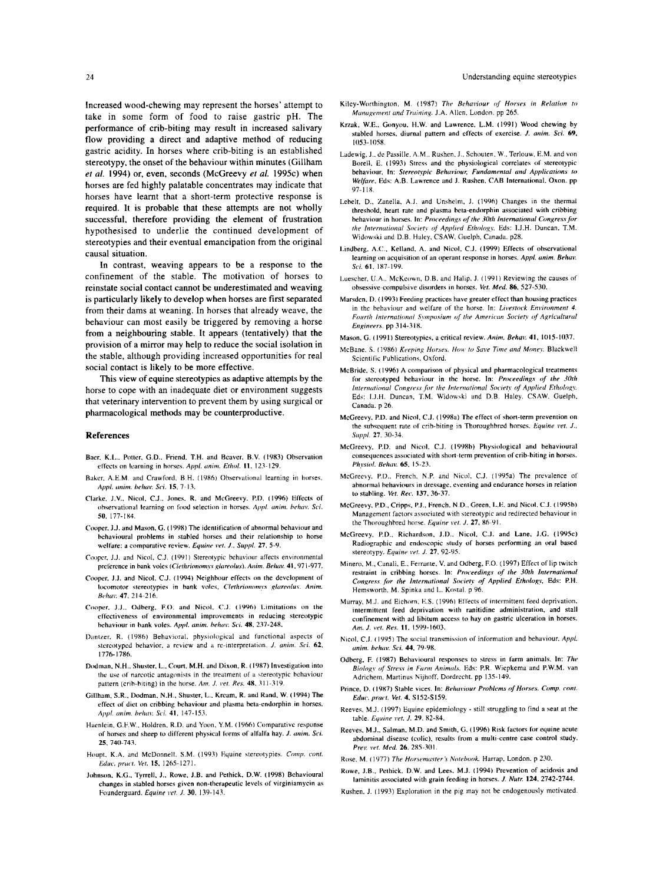Increased wood-chewing may represent the horses' attempt to take in some form of food to raise gastric pH. The performance of crib-biting may result in increased salivary flow providing a direct and adaptive method of reducing gastric acidity. In horses where crib-biting is an established stereotypy, the onset of the behaviour within minutes (Gillham *et al.* 1994) or, even, seconds (McGreevy *et al.* 1995c) when horses are fed highly palatable concentrates may indicate that horses have learnt that a short-term protective response is required. It is probable that these attempts are not wholly successful, therefore providing the element of frustration hypothesised to underlie the continued development of stereotypies and their eventual emancipation from the original causal situation.

In contrast, weaving appears to be a response to the confinement of the stable. The motivation of horses to reinstate social contact cannot be underestimated and weaving is particularly likely to develop when horses are first separated from their dams at weaning. In horses that already weave, the behaviour can most easily be triggered by removing a horse from a neighbouring stable. It appears (tentatively) that the provision of a mirror may help to reduce the social isolation in the stable, although providing increased opportunities for real social contact is likely to be more effective.

This view of equine stereotypies as adaptive attempts by the horse to cope with an inadequate diet or environment suggests that veterinary intervention to prevent them by using surgical or pharmacological methods may be counterproductive.

## References

Baer, K.L., Potter, G.D., Friend, T.H. and Beaver, B.V. (1983) Observation effects on learning in horses. *Appl. anim. Ethol.* **11**, 123-129.

Baker, A.E.M. and Crawford, B.H. (1986) Observational learning in horses. *Appl. anim. behav. Sci.* **15**, 7-13.

Clarke, J.V., Nicol, C.J., Jones, R. and McGreevy, P.D. (1996) Effects of observational learning on food selection in horses. *Appl. anim. behav. Sci.* **50**, 177-184.

Cooper, J.J. and Mason, G. (1998) The identification of abnormal behaviour and behavioural problems in stabled horses and their relationship to horse welfare: a comparative review. *Equine vet. J., Suppl.* **27**, 5-9.

Cooper, J.J. and Nicol, C.J. (1991) Stereotypic behaviour affects environmental preference in bank voles (*Clethrionomys glareolus*). *Anim. Behav.* **41**, 971-977.

Cooper, J.J. and Nicol, C.J. (1994) Neighbour effects on the development of locomotor stereotypies in bank voles, *Clethrionomys glareolus*. *Anim. Behav.* **47**, 214-216.

Cooper, J.J., Odberg, F.O. and Nicol, C.J. (1996) Limitations on the effectiveness of environmental improvements in reducing stereotypic behaviour in bank voles. *Appl. anim. behav. Sci.* **48**, 237-248.

Dantzer, R. (1986) Behavioral, physiological and functional aspects of stereotyped behavior, a review and a re-interpretation. *J. anim. Sci.* **62**, 1776-1786.

Dodman, N.H., Shuster, L., Court, M.H. and Dixon, R. (1987) Investigation into the use of narcotic antagonists in the treatment of a stereotypic behaviour pattern (crib-biting) in the horse. *Am. J. vet. Res.* **48**, 311-319.

Gillham, S.R., Dodman, N.H., Shuster, L., Kream, R. and Rand, W. (1994) The effect of diet on cribbing behaviour and plasma beta-endorphin in horses. *Appl. anim. behav. Sci.* **41**, 147-153.

Haenlein, G.F.W., Holdren, R.D. and Yoon, Y.M. (1966) Comparative response of horses and sheep to different physical forms of alfalfa hay. *J. anim. Sci.* **25**, 740-743.

Houpt, K.A. and McDonnell, S.M. (1993) Equine stereotypies. *Comp. cont. Educ. pract. Vet.* **15**, 1265-1271.

Johnson, K.G., Tyrrell, J., Rowe, J.B. and Pethick, D.W. (1998) Behavioural changes in stabled horses given non-therapeutic levels of virginiamycin as Founderguard. *Equine vet. J.* **30**, 139-143.

Kiley-Worthington, M. (1987) *The Behaviour of Horses in Relation to Management and Training.* J.A. Allen, London. pp 265.

Krzak, W.E., Gonyou, H.W. and Lawrence, L.M. (1991) Wood chewing by stabled horses, diurnal pattern and effects of exercise. *J. anim. Sci.* **69**, 1053-1058.

Ladewig, J., de Passillé, A.M., Rushen, J., Schouten, W., Terlouw, E.M. and von Borell, E. (1993) Stress and the physiological correlates of stereotypic behaviour. In: *Stereotypic Behaviour, Fundamental and Applications to Welfare*, Eds: A.B. Lawrence and J. Rushen, CAB International, Oxon. pp 97-118.

Lebelt, D., Zanella, A.J. and Unshelm, J. (1996) Changes in the thermal threshold, heart rate and plasma beta-endorphin associated with cribbing behaviour in horses. In: *Proceedings of the 30th International Congress for the International Society of Applied Ethology*. Eds: I.J.H. Duncan, T.M. Widowski and D.B. Haley, CSAW, Guelph, Canada. p28.

Lindberg, A.C., Kelland, A. and Nicol, C.J. (1999) Effects of observational learning on acquisition of an operant response in horses. *Appl. anim. Behav. Sci.* **61**, 187-199.

Luescher, U.A., McKeown, D.B. and Halip, J. (1991) Reviewing the causes of obsessive-compulsive disorders in horses. *Vet. Med.* **86**, 527-530.

Marsden, D. (1993) Feeding practices have greater effect than housing practices in the behaviour and welfare of the horse. In: *Livestock Environment 4. Fourth International Symposium of the American Society of Agricultural Engineers.* pp 314-318.

Mason, G. (1991) Stereotypies, a critical review. *Anim. Behav.* **41**, 1015-1037.

McBane, S. (1986) *Keeping Horses. How to Save Time and Money.* Blackwell Scientific Publications, Oxford.

McBride, S. (1996) A comparison of physical and pharmacological treatments for stereotyped behaviour in the horse. In: *Proceedings of the 30th International Congress for the International Society of Applied Ethology*. Eds: I.J.H. Duncan, T.M. Widowski and D.B. Haley, CSAW, Guelph, Canada. p 26.

McGreevy, P.D. and Nicol, C.J. (1998a) The effect of short-term prevention on the subsequent rate of crib-biting in Thoroughbred horses. *Equine vet. J., Suppl.* **27**, 30-34.

McGreevy, P.D. and Nicol, C.J. (1998b) Physiological and behavioural consequences associated with short-term prevention of crib-biting in horses. *Physiol. Behav.* **65**, 15-23.

McGreevy, P.D., French, N.P. and Nicol, C.J. (1995a) The prevalence of abnormal behaviours in dressage, eventing and endurance horses in relation to stabling. *Vet. Rec.* **137**, 36-37.

McGreevy, P.D., Cripps, P.J., French, N.D., Green, L.E. and Nicol, C.J. (1995b) Management factors associated with stereotypic and redirected behaviour in the Thoroughbred horse. *Equine vet. J.* **27**, 86-91.

McGreevy, P.D., Richardson, J.D., Nicol, C.J. and Lane, J.G. (1995c) Radiographic and endoscopic study of horses performing an oral based stereotypy. *Equine vet. J.* **27**, 92-95.

Minero, M., Canali, E., Ferrante, V. and Odberg, F.O. (1997) Effect of lip twitch restraint in cribbing horses. In: *Proceedings of the 30th International Congress for the International Society of Applied Ethology*, Eds: P.H. Hemsworth, M. Spinka and L. Kostal. p 96.

Murray, M.J. and Eichorn, E.S. (1996) Effects of intermittent feed deprivation, intermittent feed deprivation with ranitidine administration, and stall confinement with ad libitum access to hay on gastric ulceration in horses. *Am. J. vet. Res.* **11**, 1599-1603.

Nicol, C.J. (1995) The social transmission of information and behaviour. *Appl. anim. behav. Sci.* **44**, 79-98.

Odberg, F. (1987) Behavioural responses to stress in farm animals. In: *The Biology of Stress in Farm Animals.* Eds: P.R. Wiepkema and P.W.M. van Adrichem, Martinus Nijhoff, Dordrecht. pp 135-149.

Prince, D. (1987) Stable vices. In: *Behaviour Problems of Horses. Comp. cont. Educ. pract. Vet.* **4**, S152-S159.

Reeves, M.J. (1997) Equine epidemiology - still struggling to find a seat at the table. *Equine vet. J.* **29**, 82-84.

Reeves, M.J., Salman, M.D. and Smith, G. (1996) Risk factors for equine acute abdominal disease (colic), results from a multi-centre case control study. *Prev. vet. Med.* **26**, 285-301.

Rose, M. (1977) *The Horsemaster's Notebook.* Harrap, London. p 230.

Rowe, J.B., Pethick, D.W. and Lees, M.J. (1994) Prevention of acidosis and laminitis associated with grain feeding in horses. *J. Nutr.* **124**, 2742-2744.

Rushen, J. (1993) Exploration in the pig may not be endogenously motivated.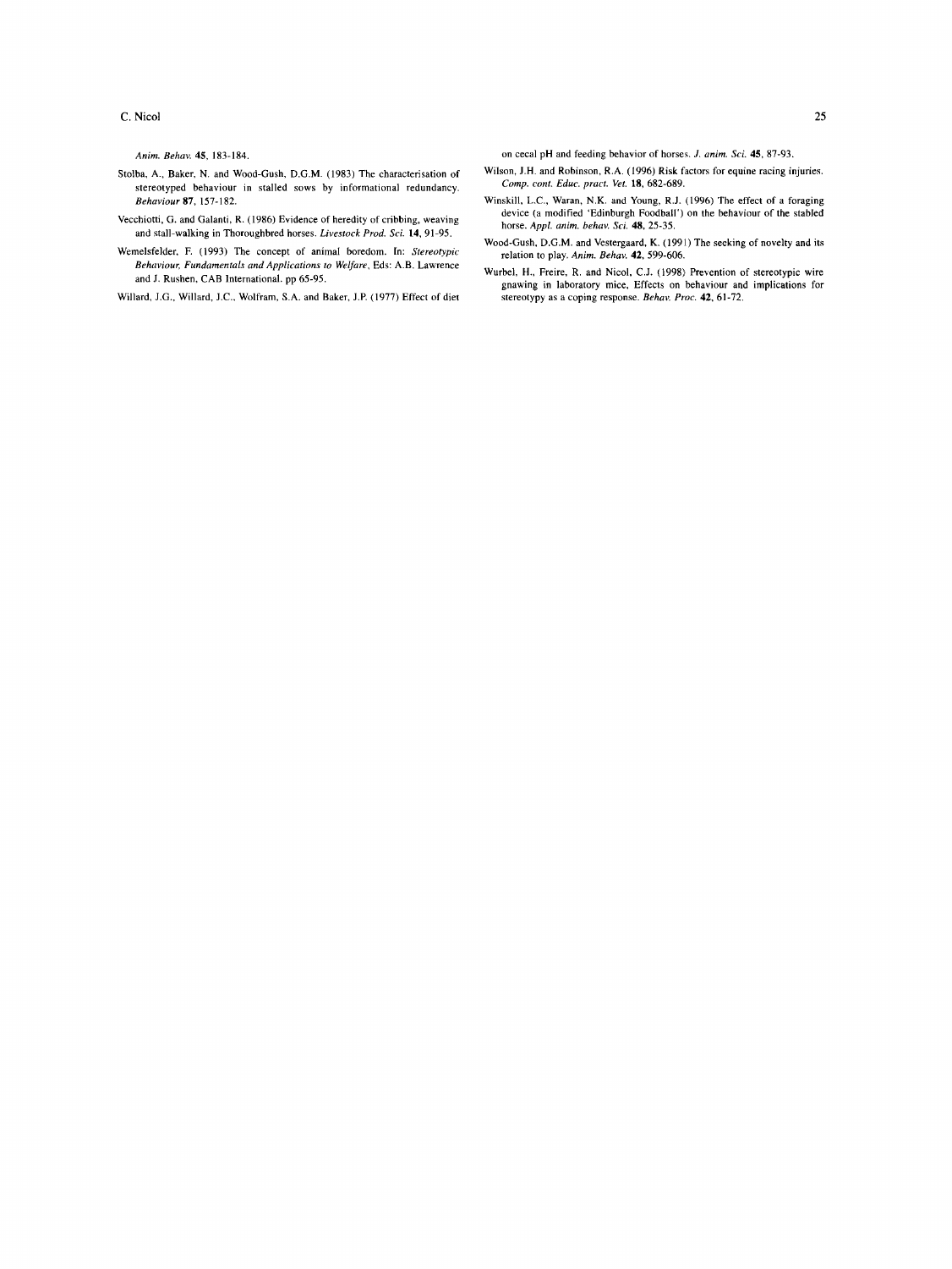*Anim. Behav.* **45**, 183-184.

Stolba, A., Baker, N. and Wood-Gush, D.G.M. (1983) The characterisation of stereotyped behaviour in stalled sows by informational redundancy. *Behaviour* **87**, 157-182.

Vecchiotti, G. and Galanti, R. (1986) Evidence of heredity of cribbing, weaving and stall-walking in Thoroughbred horses. *Livestock Prod. Sci.* **14**, 91-95.

Wemelsfelder, F. (1993) The concept of animal boredom. In: *Stereotypic Behaviour, Fundamentals and Applications to Welfare*, Eds: A.B. Lawrence and J. Rushen, CAB International. pp 65-95.

Willard, J.G., Willard, J.C., Wolfram, S.A. and Baker, J.P. (1977) Effect of diet on cecal pH and feeding behavior of horses. *J. anim. Sci.* **45**, 87-93.

Wilson, J.H. and Robinson, R.A. (1996) Risk factors for equine racing injuries. *Comp. cont. Educ. pract. Vet.* **18**, 682-689.

Winskill, L.C., Waran, N.K. and Young, R.J. (1996) The effect of a foraging device (a modified 'Edinburgh Foodball') on the behaviour of the stabled horse. *Appl. anim. behav. Sci.* **48**, 25-35.

Wood-Gush, D.G.M. and Vestergaard, K. (1991) The seeking of novelty and its relation to play. *Anim. Behav.* **42**, 599-606.

Wurbel, H., Freire, R. and Nicol, C.J. (1998) Prevention of stereotypic wire gnawing in laboratory mice, Effects on behaviour and implications for stereotypy as a coping response. *Behav. Proc.* **42**, 61-72.